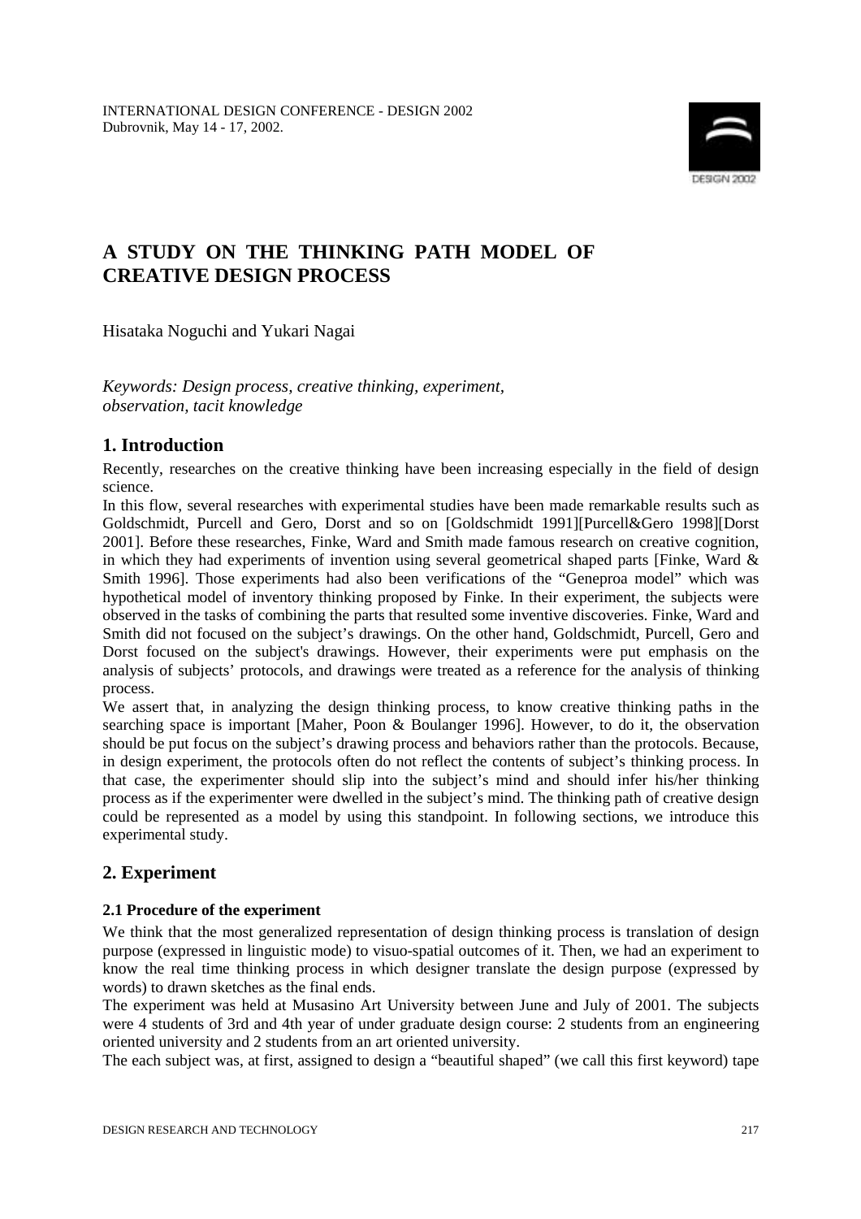# A STUDY ON THE THINKING PATH MODEL OF CREATIVE DESIGN PROCESS

Hisataka Noguchi and Yukari Nagai

*Keywords: Design process, creative thinking, experiment, observation, tacit knowledge*

## 1. Introduction

Recently, researches on the creative thinking have been increasing especially in the field of design science.

In this flow, several researches with experimental studies have been made remarkable results such as Goldschmidt, Purcell and Gero, Dorst and so on [Goldschmidt 1991][Purcell&Gero 1998][Dorst 2001]. Before these researches, Finke, Ward and Smith made famous research on creative cognition, in which they had experiments of invention using several geometrical shaped parts [Finke, Ward & Smith 1996]. Those experiments had also been verifications of the "Geneproa model" which was hypothetical model of inventory thinking proposed by Finke. In their experiment, the subjects were observed in the tasks of combining the parts that resulted some inventive discoveries. Finke, Ward and Smith did not focused on the subject's drawings. On the other hand, Goldschmidt, Purcell, Gero and Dorst focused on the subject's drawings. However, their experiments were put emphasis on the analysis of subjects' protocols, and drawings were treated as a reference for the analysis of thinking process.

We assert that, in analyzing the design thinking process, to know creative thinking paths in the searching space is important [Maher, Poon & Boulanger 1996]. However, to do it, the observation should be put focus on the subject's drawing process and behaviors rather than the protocols. Because, in design experiment, the protocols often do not reflect the contents of subject's thinking process. In that case, the experimenter should slip into the subject's mind and should infer his/her thinking process as if the experimenter were dwelled in the subject's mind. The thinking path of creative design could be represented as a model by using this standpoint. In following sections, we introduce this experimental study.

## 2. Experiment

### 2.1 Procedure of the experiment

We think that the most generalized representation of design thinking process is translation of design purpose (expressed in linguistic mode) to visuo-spatial outcomes of it. Then, we had an experiment to know the real time thinking process in which designer translate the design purpose (expressed by words) to drawn sketches as the final ends.

The experiment was held at Musasino Art University between June and July of 2001. The subjects were 4 students of 3rd and 4th year of under graduate design course: 2 students from an engineering oriented university and 2 students from an art oriented university.

The each subject was, at first, assigned to design a "beautiful shaped" (we call this first keyword) tape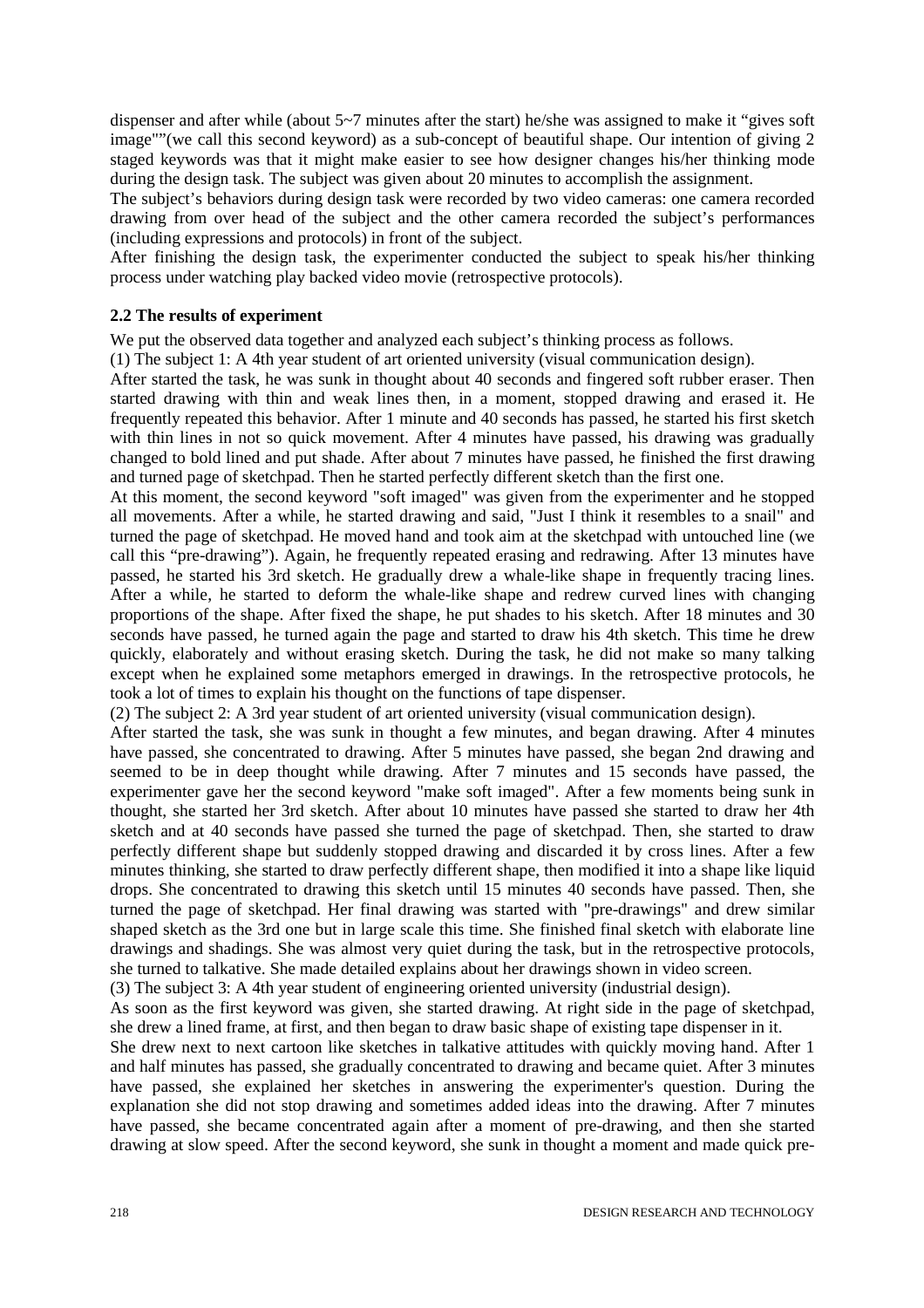dispenser and after while (about 5~7 minutes after the start) he/she was assigned to make it "gives soft image""(we call this second keyword) as a sub-concept of beautiful shape. Our intention of giving 2 staged keywords was that it might make easier to see how designer changes his/her thinking mode during the design task. The subject was given about 20 minutes to accomplish the assignment.

The subject's behaviors during design task were recorded by two video cameras: one camera recorded drawing from over head of the subject and the other camera recorded the subject's performances (including expressions and protocols) in front of the subject.

After finishing the design task, the experimenter conducted the subject to speak his/her thinking process under watching play backed video movie (retrospective protocols).

### 2.2 The results of experiment

We put the observed data together and analyzed each subject's thinking process as follows.

(1) The subject 1: A 4th year student of art oriented university (visual communication design).

After started the task, he was sunk in thought about 40 seconds and fingered soft rubber eraser. Then started drawing with thin and weak lines then, in a moment, stopped drawing and erased it. He frequently repeated this behavior. After 1 minute and 40 seconds has passed, he started his first sketch with thin lines in not so quick movement. After 4 minutes have passed, his drawing was gradually changed to bold lined and put shade. After about 7 minutes have passed, he finished the first drawing and turned page of sketchpad. Then he started perfectly different sketch than the first one.

At this moment, the second keyword "soft imaged" was given from the experimenter and he stopped all movements. After a while, he started drawing and said, "Just I think it resembles to a snail" and turned the page of sketchpad. He moved hand and took aim at the sketchpad with untouched line (we call this "pre-drawing"). Again, he frequently repeated erasing and redrawing. After 13 minutes have passed, he started his 3rd sketch. He gradually drew a whale-like shape in frequently tracing lines. After a while, he started to deform the whale-like shape and redrew curved lines with changing proportions of the shape. After fixed the shape, he put shades to his sketch. After 18 minutes and 30 seconds have passed, he turned again the page and started to draw his 4th sketch. This time he drew quickly, elaborately and without erasing sketch. During the task, he did not make so many talking except when he explained some metaphors emerged in drawings. In the retrospective protocols, he took a lot of times to explain his thought on the functions of tape dispenser.

(2) The subject 2: A 3rd year student of art oriented university (visual communication design).

After started the task, she was sunk in thought a few minutes, and began drawing. After 4 minutes have passed, she concentrated to drawing. After 5 minutes have passed, she began 2nd drawing and seemed to be in deep thought while drawing. After 7 minutes and 15 seconds have passed, the experimenter gave her the second keyword "make soft imaged". After a few moments being sunk in thought, she started her 3rd sketch. After about 10 minutes have passed she started to draw her 4th sketch and at 40 seconds have passed she turned the page of sketchpad. Then, she started to draw perfectly different shape but suddenly stopped drawing and discarded it by cross lines. After a few minutes thinking, she started to draw perfectly different shape, then modified it into a shape like liquid drops. She concentrated to drawing this sketch until 15 minutes 40 seconds have passed. Then, she turned the page of sketchpad. Her final drawing was started with "pre-drawings" and drew similar shaped sketch as the 3rd one but in large scale this time. She finished final sketch with elaborate line drawings and shadings. She was almost very quiet during the task, but in the retrospective protocols, she turned to talkative. She made detailed explains about her drawings shown in video screen.

(3) The subject 3: A 4th year student of engineering oriented university (industrial design).

As soon as the first keyword was given, she started drawing. At right side in the page of sketchpad, she drew a lined frame, at first, and then began to draw basic shape of existing tape dispenser in it.

She drew next to next cartoon like sketches in talkative attitudes with quickly moving hand. After 1 and half minutes has passed, she gradually concentrated to drawing and became quiet. After 3 minutes have passed, she explained her sketches in answering the experimenter's question. During the explanation she did not stop drawing and sometimes added ideas into the drawing. After 7 minutes have passed, she became concentrated again after a moment of pre-drawing, and then she started drawing at slow speed. After the second keyword, she sunk in thought a moment and made quick pre-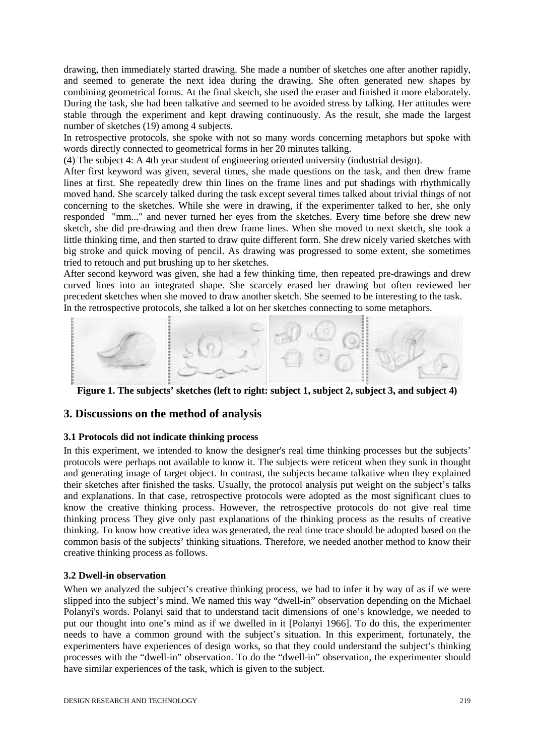drawing, then immediately started drawing. She made a number of sketches one after another rapidly, and seemed to generate the next idea during the drawing. She often generated new shapes by combining geometrical forms. At the final sketch, she used the eraser and finished it more elaborately. During the task, she had been talkative and seemed to be avoided stress by talking. Her attitudes were stable through the experiment and kept drawing continuously. As the result, she made the largest number of sketches (19) among 4 subjects.

In retrospective protocols, she spoke with not so many words concerning metaphors but spoke with words directly connected to geometrical forms in her 20 minutes talking.

(4) The subject 4: A 4th year student of engineering oriented university (industrial design).

After first keyword was given, several times, she made questions on the task, and then drew frame lines at first. She repeatedly drew thin lines on the frame lines and put shadings with rhythmically moved hand. She scarcely talked during the task except several times talked about trivial things of not concerning to the sketches. While she were in drawing, if the experimenter talked to her, she only responded "mm..." and never turned her eyes from the sketches. Every time before she drew new sketch, she did pre-drawing and then drew frame lines. When she moved to next sketch, she took a little thinking time, and then started to draw quite different form. She drew nicely varied sketches with big stroke and quick moving of pencil. As drawing was progressed to some extent, she sometimes tried to retouch and put brushing up to her sketches.

After second keyword was given, she had a few thinking time, then repeated pre-drawings and drew curved lines into an integrated shape. She scarcely erased her drawing but often reviewed her precedent sketches when she moved to draw another sketch. She seemed to be interesting to the task.

In the retrospective protocols, she talked a lot on her sketches connecting to some metaphors.

**Figure 1. The subjects' sketches (left to right: subject 1, subject 2, subject 3, and subject 4)**

## 3. Discussions on the method of analysis

### 3.1 Protocols did not indicate thinking process

In this experiment, we intended to know the designer's real time thinking processes but the subjects' protocols were perhaps not available to know it. The subjects were reticent when they sunk in thought and generating image of target object. In contrast, the subjects became talkative when they explained their sketches after finished the tasks. Usually, the protocol analysis put weight on the subject's talks and explanations. In that case, retrospective protocols were adopted as the most significant clues to know the creative thinking process. However, the retrospective protocols do not give real time thinking process They give only past explanations of the thinking process as the results of creative thinking. To know how creative idea was generated, the real time trace should be adopted based on the common basis of the subjects' thinking situations. Therefore, we needed another method to know their creative thinking process as follows.

### 3.2 Dwell-in observation

When we analyzed the subject's creative thinking process, we had to infer it by way of as if we were slipped into the subject's mind. We named this way "dwell-in" observation depending on the Michael Polanyi's words. Polanyi said that to understand tacit dimensions of one's knowledge, we needed to put our thought into one's mind as if we dwelled in it [Polanyi 1966]. To do this, the experimenter needs to have a common ground with the subject's situation. In this experiment, fortunately, the experimenters have experiences of design works, so that they could understand the subject's thinking processes with the "dwell-in" observation. To do the "dwell-in" observation, the experimenter should have similar experiences of the task, which is given to the subject.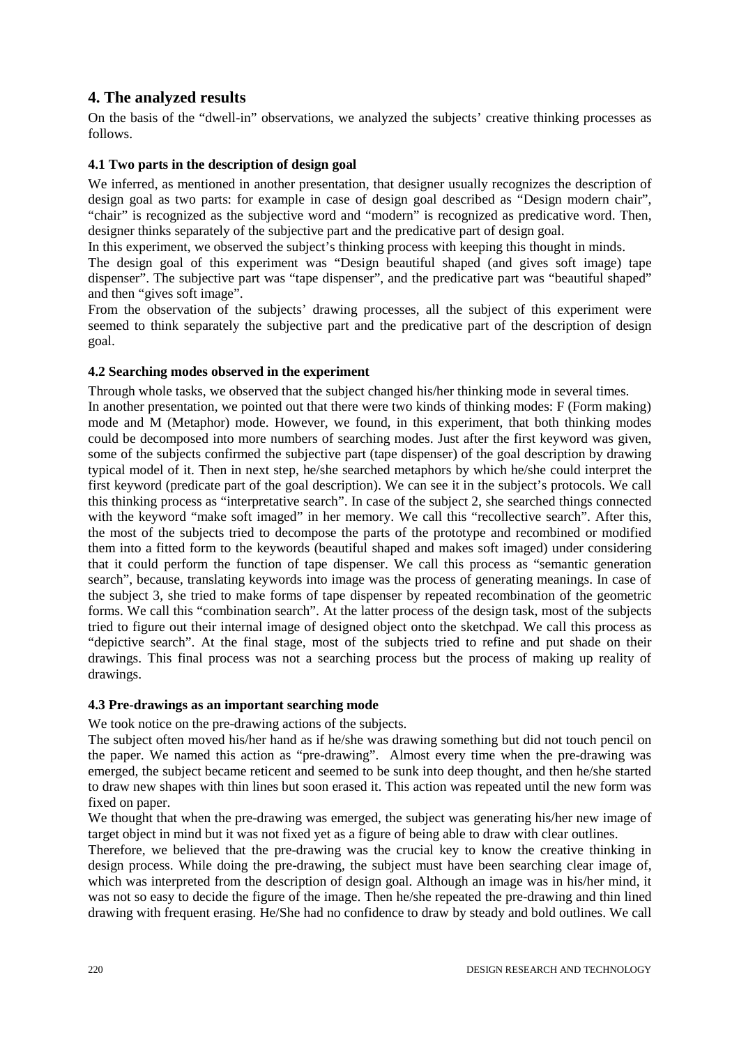## 4. The analyzed results

On the basis of the "dwell-in" observations, we analyzed the subjects' creative thinking processes as follows.

### 4.1 Two parts in the description of design goal

We inferred, as mentioned in another presentation, that designer usually recognizes the description of design goal as two parts: for example in case of design goal described as "Design modern chair", "chair" is recognized as the subjective word and "modern" is recognized as predicative word. Then, designer thinks separately of the subjective part and the predicative part of design goal.

In this experiment, we observed the subject's thinking process with keeping this thought in minds.

The design goal of this experiment was "Design beautiful shaped (and gives soft image) tape dispenser". The subjective part was "tape dispenser", and the predicative part was "beautiful shaped" and then "gives soft image".

From the observation of the subjects' drawing processes, all the subject of this experiment were seemed to think separately the subjective part and the predicative part of the description of design goal.

### 4.2 Searching modes observed in the experiment

Through whole tasks, we observed that the subject changed his/her thinking mode in several times.

In another presentation, we pointed out that there were two kinds of thinking modes: F (Form making) mode and M (Metaphor) mode. However, we found, in this experiment, that both thinking modes could be decomposed into more numbers of searching modes. Just after the first keyword was given, some of the subjects confirmed the subjective part (tape dispenser) of the goal description by drawing typical model of it. Then in next step, he/she searched metaphors by which he/she could interpret the first keyword (predicate part of the goal description). We can see it in the subject's protocols. We call this thinking process as "interpretative search". In case of the subject 2, she searched things connected with the keyword "make soft imaged" in her memory. We call this "recollective search". After this, the most of the subjects tried to decompose the parts of the prototype and recombined or modified them into a fitted form to the keywords (beautiful shaped and makes soft imaged) under considering that it could perform the function of tape dispenser. We call this process as "semantic generation search", because, translating keywords into image was the process of generating meanings. In case of the subject 3, she tried to make forms of tape dispenser by repeated recombination of the geometric forms. We call this "combination search". At the latter process of the design task, most of the subjects tried to figure out their internal image of designed object onto the sketchpad. We call this process as "depictive search". At the final stage, most of the subjects tried to refine and put shade on their drawings. This final process was not a searching process but the process of making up reality of drawings.

### 4.3 Pre-drawings as an important searching mode

We took notice on the pre-drawing actions of the subjects.

The subject often moved his/her hand as if he/she was drawing something but did not touch pencil on the paper. We named this action as "pre-drawing". Almost every time when the pre-drawing was emerged, the subject became reticent and seemed to be sunk into deep thought, and then he/she started to draw new shapes with thin lines but soon erased it. This action was repeated until the new form was fixed on paper.

We thought that when the pre-drawing was emerged, the subject was generating his/her new image of target object in mind but it was not fixed yet as a figure of being able to draw with clear outlines.

Therefore, we believed that the pre-drawing was the crucial key to know the creative thinking in design process. While doing the pre-drawing, the subject must have been searching clear image of, which was interpreted from the description of design goal. Although an image was in his/her mind, it was not so easy to decide the figure of the image. Then he/she repeated the pre-drawing and thin lined drawing with frequent erasing. He/She had no confidence to draw by steady and bold outlines. We call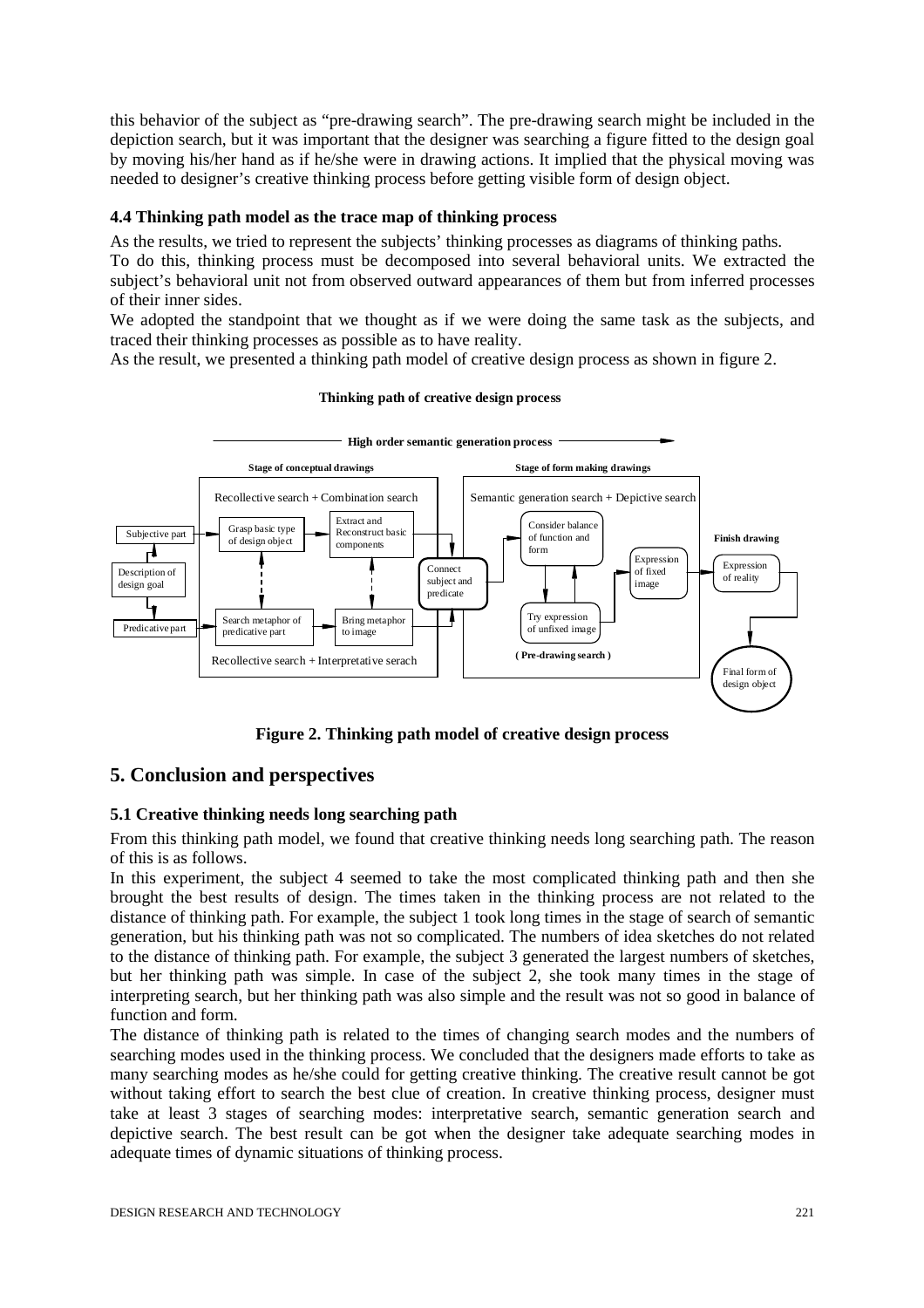this behavior of the subject as "pre-drawing search". The pre-drawing search might be included in the depiction search, but it was important that the designer was searching a figure fitted to the design goal by moving his/her hand as if he/she were in drawing actions. It implied that the physical moving was needed to designer's creative thinking process before getting visible form of design object.

### 4.4 Thinking path model as the trace map of thinking process

As the results, we tried to represent the subjects' thinking processes as diagrams of thinking paths.

To do this, thinking process must be decomposed into several behavioral units. We extracted the subject's behavioral unit not from observed outward appearances of them but from inferred processes of their inner sides.

We adopted the standpoint that we thought as if we were doing the same task as the subjects, and traced their thinking processes as possible as to have reality.

As the result, we presented a thinking path model of creative design process as shown in figure 2.

**Thinking path of creative design process**

**Figure 2. Thinking path model of creative design process**

## 5. Conclusion and perspectives

### 5.1 Creative thinking needs long searching path

From this thinking path model, we found that creative thinking needs long searching path. The reason of this is as follows.

In this experiment, the subject 4 seemed to take the most complicated thinking path and then she brought the best results of design. The times taken in the thinking process are not related to the distance of thinking path. For example, the subject 1 took long times in the stage of search of semantic generation, but his thinking path was not so complicated. The numbers of idea sketches do not related to the distance of thinking path. For example, the subject 3 generated the largest numbers of sketches, but her thinking path was simple. In case of the subject 2, she took many times in the stage of interpreting search, but her thinking path was also simple and the result was not so good in balance of function and form.

The distance of thinking path is related to the times of changing search modes and the numbers of searching modes used in the thinking process. We concluded that the designers made efforts to take as many searching modes as he/she could for getting creative thinking. The creative result cannot be got without taking effort to search the best clue of creation. In creative thinking process, designer must take at least 3 stages of searching modes: interpretative search, semantic generation search and depictive search. The best result can be got when the designer take adequate searching modes in adequate times of dynamic situations of thinking process.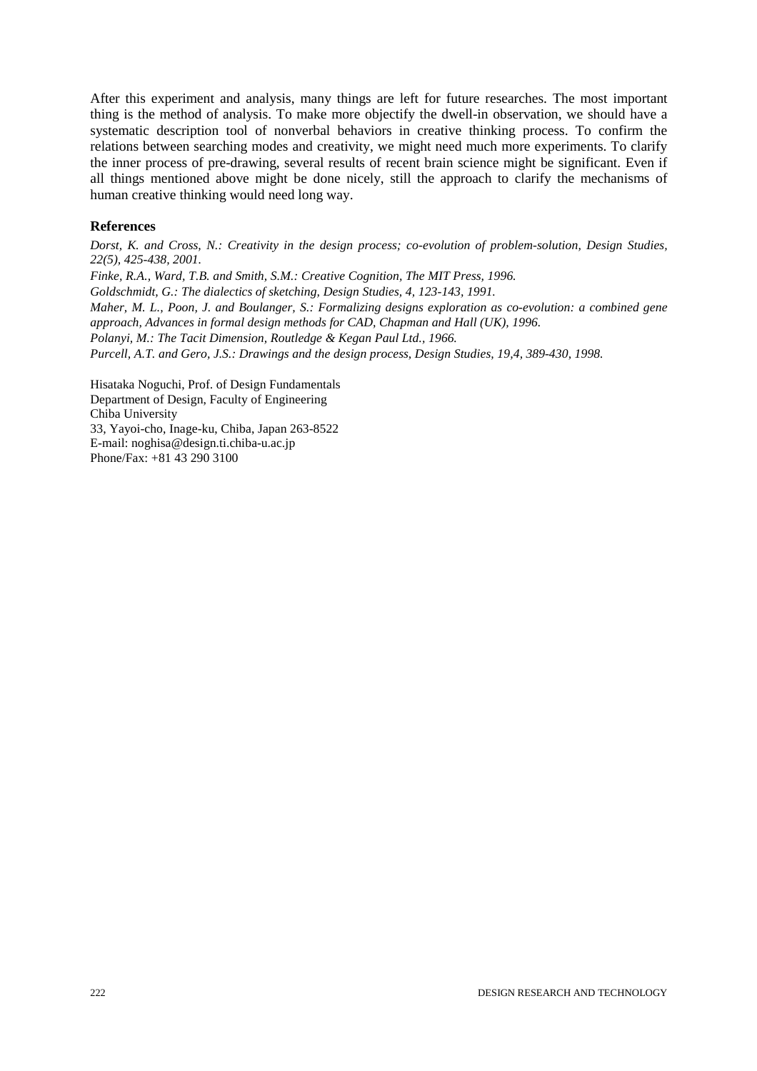After this experiment and analysis, many things are left for future researches. The most important thing is the method of analysis. To make more objectify the dwell-in observation, we should have a systematic description tool of nonverbal behaviors in creative thinking process. To confirm the relations between searching modes and creativity, we might need much more experiments. To clarify the inner process of pre-drawing, several results of recent brain science might be significant. Even if all things mentioned above might be done nicely, still the approach to clarify the mechanisms of human creative thinking would need long way.

## References

*Dorst, K. and Cross, N.: Creativity in the design process; co-evolution of problem-solution, Design Studies, 22(5), 425-438, 2001.*

*Finke, R.A., Ward, T.B. and Smith, S.M.: Creative Cognition, The MIT Press, 1996.*

*Goldschmidt, G.: The dialectics of sketching, Design Studies, 4, 123-143, 1991.*

*Maher, M. L., Poon, J. and Boulanger, S.: Formalizing designs exploration as co-evolution: a combined gene approach, Advances in formal design methods for CAD, Chapman and Hall (UK), 1996.*

*Polanyi, M.: The Tacit Dimension, Routledge & Kegan Paul Ltd., 1966.*

*Purcell, A.T. and Gero, J.S.: Drawings and the design process, Design Studies, 19,4, 389-430, 1998.*

Hisataka Noguchi, Prof. of Design Fundamentals
Department of Design, Faculty of Engineering
Chiba University
33, Yayoi-cho, Inage-ku, Chiba, Japan 263-8522
E-mail: noghisa@design.ti.chiba-u.ac.jp
Phone/Fax: +81 43 290 3100